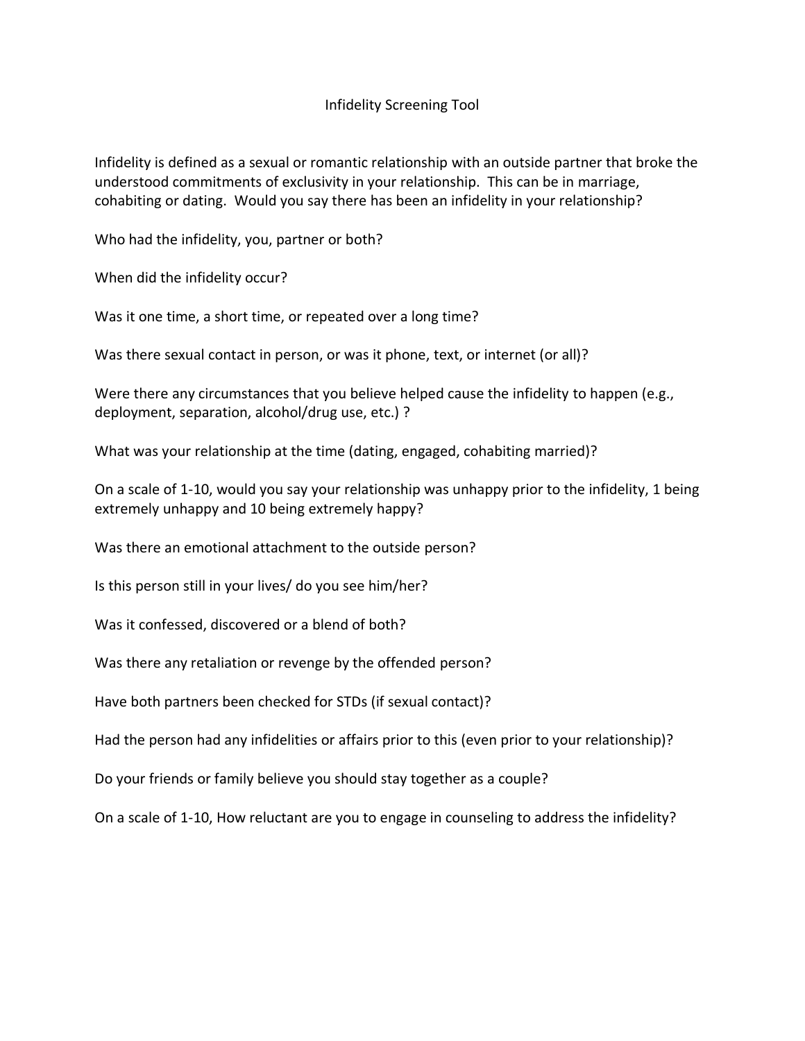# Infidelity Screening Tool

Infidelity is defined as a sexual or romantic relationship with an outside partner that broke the understood commitments of exclusivity in your relationship. This can be in marriage, cohabiting or dating. Would you say there has been an infidelity in your relationship?

Who had the infidelity, you, partner or both?

When did the infidelity occur?

Was it one time, a short time, or repeated over a long time?

Was there sexual contact in person, or was it phone, text, or internet (or all)?

Were there any circumstances that you believe helped cause the infidelity to happen (e.g., deployment, separation, alcohol/drug use, etc.) ?

What was your relationship at the time (dating, engaged, cohabiting married)?

On a scale of 1-10, would you say your relationship was unhappy prior to the infidelity, 1 being extremely unhappy and 10 being extremely happy?

Was there an emotional attachment to the outside person?

Is this person still in your lives/ do you see him/her?

Was it confessed, discovered or a blend of both?

Was there any retaliation or revenge by the offended person?

Have both partners been checked for STDs (if sexual contact)?

Had the person had any infidelities or affairs prior to this (even prior to your relationship)?

Do your friends or family believe you should stay together as a couple?

On a scale of 1-10, How reluctant are you to engage in counseling to address the infidelity?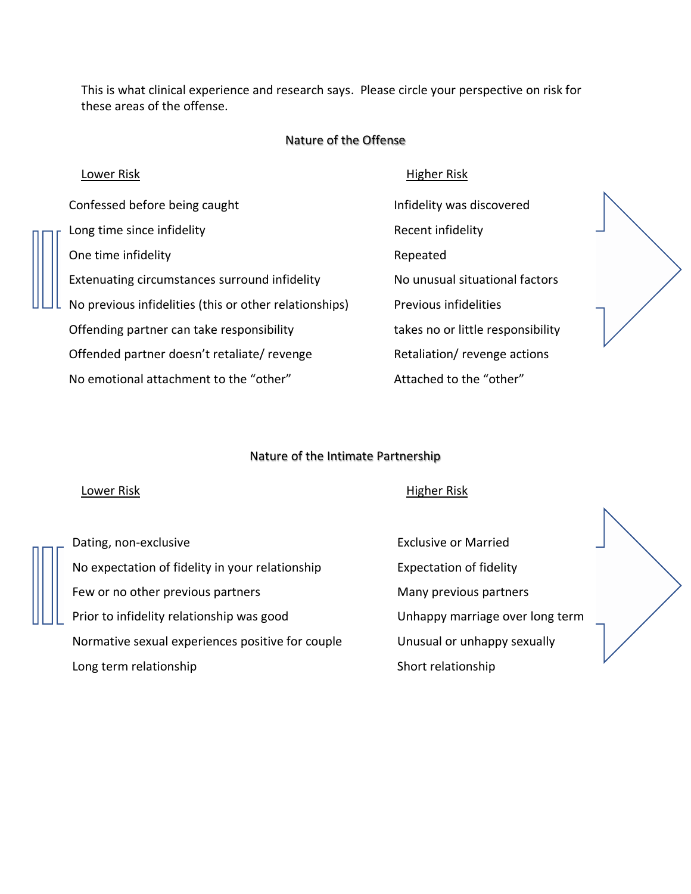This is what clinical experience and research says. Please circle your perspective on risk for these areas of the offense.

## Nature of the Offense

| Lower Risk | Higher Risk |
| --- | --- |
| Confessed before being caught | Infidelity was discovered |
| Long time since infidelity | Recent infidelity |
| One time infidelity | Repeated |
| Extenuating circumstances surround infidelity | No unusual situational factors |
| No previous infidelities (this or other relationships) | Previous infidelities |
| Offending partner can take responsibility | takes no or little responsibility |
| Offended partner doesn't retaliate/ revenge | Retaliation/ revenge actions |
| No emotional attachment to the "other" | Attached to the "other" |

## Nature of the Intimate Partnership

| Lower Risk | Higher Risk |
| --- | --- |
| Dating, non-exclusive | Exclusive or Married |
| No expectation of fidelity in your relationship | Expectation of fidelity |
| Few or no other previous partners | Many previous partners |
| Prior to infidelity relationship was good | Unhappy marriage over long term |
| Normative sexual experiences positive for couple | Unusual or unhappy sexually |
| Long term relationship | Short relationship |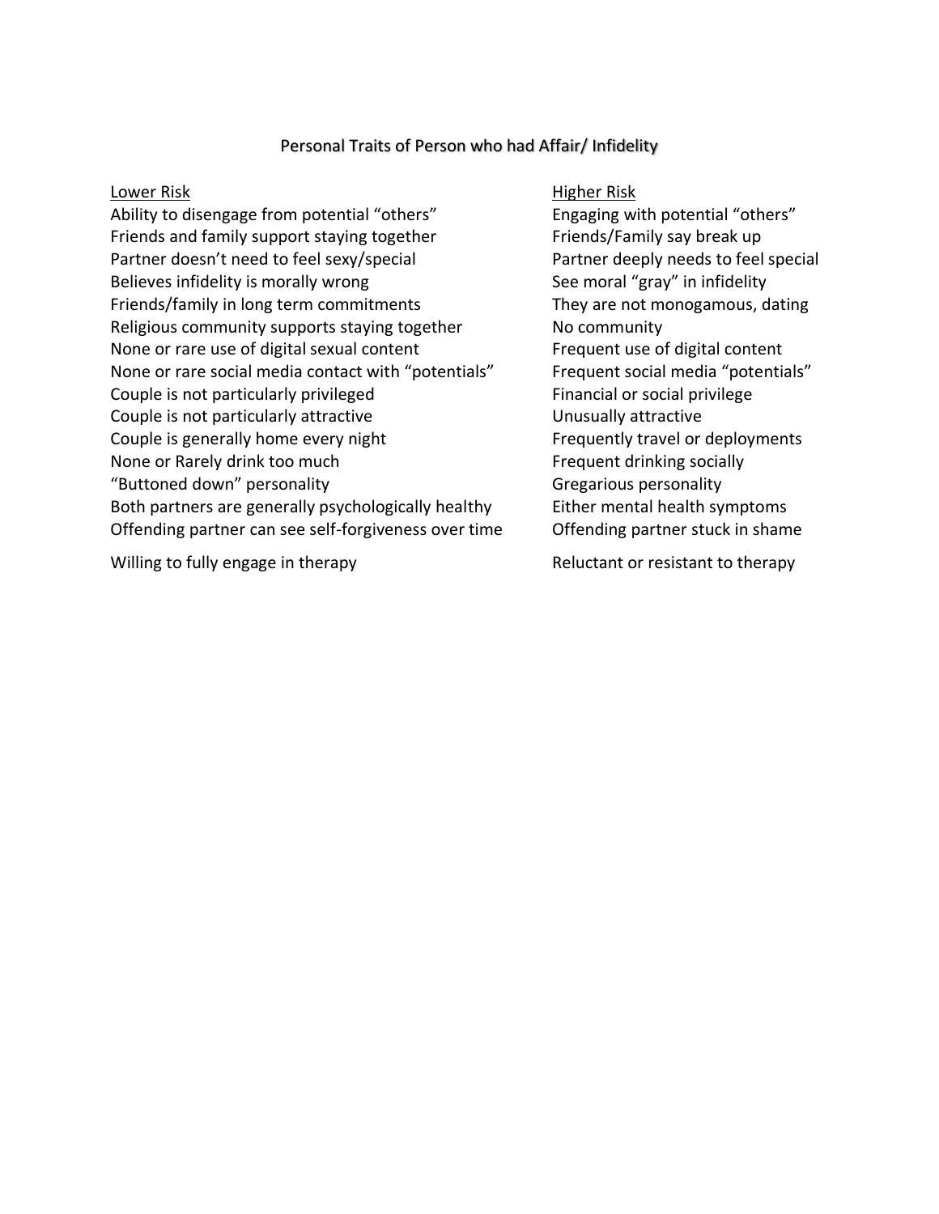## Personal Traits of Person who had Affair/ Infidelity

| Lower Risk | Higher Risk |
| --- | --- |
| Ability to disengage from potential "others" | Engaging with potential "others" |
| Friends and family support staying together | Friends/Family say break up |
| Partner doesn't need to feel sexy/special | Partner deeply needs to feel special |
| Believes infidelity is morally wrong | See moral "gray" in infidelity |
| Friends/family in long term commitments | They are not monogamous, dating |
| Religious community supports staying together | No community |
| None or rare use of digital sexual content | Frequent use of digital content |
| None or rare social media contact with "potentials" | Frequent social media "potentials" |
| Couple is not particularly privileged | Financial or social privilege |
| Couple is not particularly attractive | Unusually attractive |
| Couple is generally home every night | Frequently travel or deployments |
| None or Rarely drink too much | Frequent drinking socially |
| "Buttoned down" personality | Gregarious personality |
| Both partners are generally psychologically healthy | Either mental health symptoms |
| Offending partner can see self-forgiveness over time | Offending partner stuck in shame |
| Willing to fully engage in therapy | Reluctant or resistant to therapy |